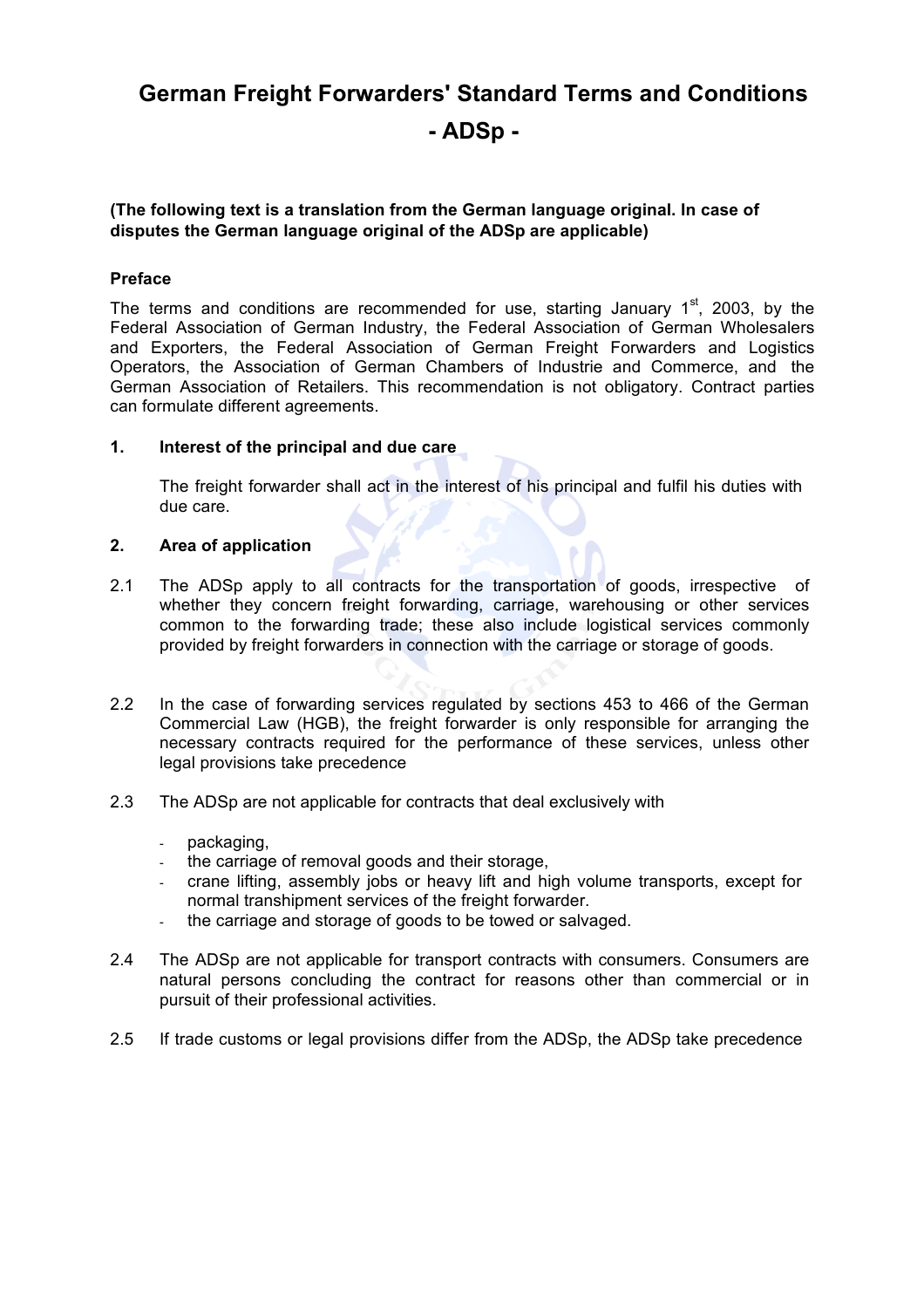# German Freight Forwarders' Standard Terms and Conditions

# - ADSp -

**(The following text is a translation from the German language original. In case of disputes the German language original of the ADSp are applicable)**

**Preface**

The terms and conditions are recommended for use, starting January 1st, 2003, by the Federal Association of German Industry, the Federal Association of German Wholesalers and Exporters, the Federal Association of German Freight Forwarders and Logistics Operators, the Association of German Chambers of Industrie and Commerce, and the German Association of Retailers. This recommendation is not obligatory. Contract parties can formulate different agreements.

**1. Interest of the principal and due care**

The freight forwarder shall act in the interest of his principal and fulfil his duties with due care.

**2. Area of application**

2.1 The ADSp apply to all contracts for the transportation of goods, irrespective of whether they concern freight forwarding, carriage, warehousing or other services common to the forwarding trade; these also include logistical services commonly provided by freight forwarders in connection with the carriage or storage of goods.

2.2 In the case of forwarding services regulated by sections 453 to 466 of the German Commercial Law (HGB), the freight forwarder is only responsible for arranging the necessary contracts required for the performance of these services, unless other legal provisions take precedence

2.3 The ADSp are not applicable for contracts that deal exclusively with

- packaging,
- the carriage of removal goods and their storage,
- crane lifting, assembly jobs or heavy lift and high volume transports, except for normal transhipment services of the freight forwarder.
- the carriage and storage of goods to be towed or salvaged.

2.4 The ADSp are not applicable for transport contracts with consumers. Consumers are natural persons concluding the contract for reasons other than commercial or in pursuit of their professional activities.

2.5 If trade customs or legal provisions differ from the ADSp, the ADSp take precedence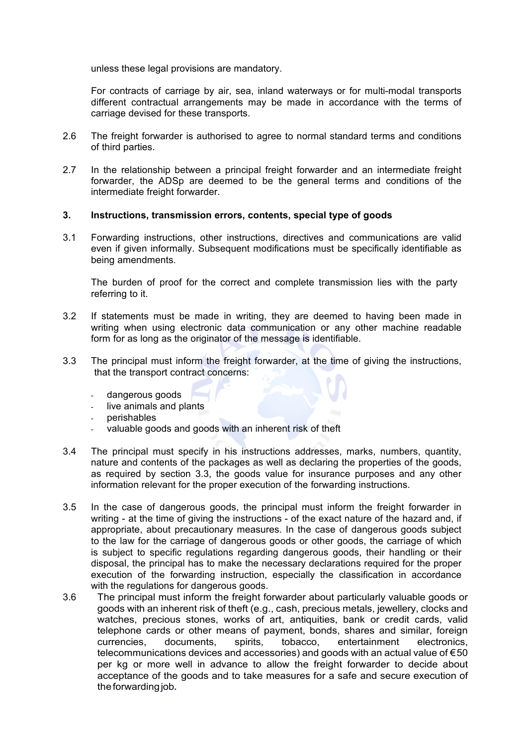unless these legal provisions are mandatory.

For contracts of carriage by air, sea, inland waterways or for multi-modal transports different contractual arrangements may be made in accordance with the terms of carriage devised for these transports.

2.6 The freight forwarder is authorised to agree to normal standard terms and conditions of third parties.

2.7 In the relationship between a principal freight forwarder and an intermediate freight forwarder, the ADSp are deemed to be the general terms and conditions of the intermediate freight forwarder.

## 3. Instructions, transmission errors, contents, special type of goods

3.1 Forwarding instructions, other instructions, directives and communications are valid even if given informally. Subsequent modifications must be specifically identifiable as being amendments.

The burden of proof for the correct and complete transmission lies with the party referring to it.

3.2 If statements must be made in writing, they are deemed to having been made in writing when using electronic data communication or any other machine readable form for as long as the originator of the message is identifiable.

3.3 The principal must inform the freight forwarder, at the time of giving the instructions, that the transport contract concerns:

- dangerous goods
- live animals and plants
- perishables
- valuable goods and goods with an inherent risk of theft

3.4 The principal must specify in his instructions addresses, marks, numbers, quantity, nature and contents of the packages as well as declaring the properties of the goods, as required by section 3.3, the goods value for insurance purposes and any other information relevant for the proper execution of the forwarding instructions.

3.5 In the case of dangerous goods, the principal must inform the freight forwarder in writing - at the time of giving the instructions - of the exact nature of the hazard and, if appropriate, about precautionary measures. In the case of dangerous goods subject to the law for the carriage of dangerous goods or other goods, the carriage of which is subject to specific regulations regarding dangerous goods, their handling or their disposal, the principal has to make the necessary declarations required for the proper execution of the forwarding instruction, especially the classification in accordance with the regulations for dangerous goods.

3.6 The principal must inform the freight forwarder about particularly valuable goods or goods with an inherent risk of theft (e.g., cash, precious metals, jewellery, clocks and watches, precious stones, works of art, antiquities, bank or credit cards, valid telephone cards or other means of payment, bonds, shares and similar, foreign currencies, documents, spirits, tobacco, entertainment electronics, telecommunications devices and accessories) and goods with an actual value of €50 per kg or more well in advance to allow the freight forwarder to decide about acceptance of the goods and to take measures for a safe and secure execution of the forwarding job.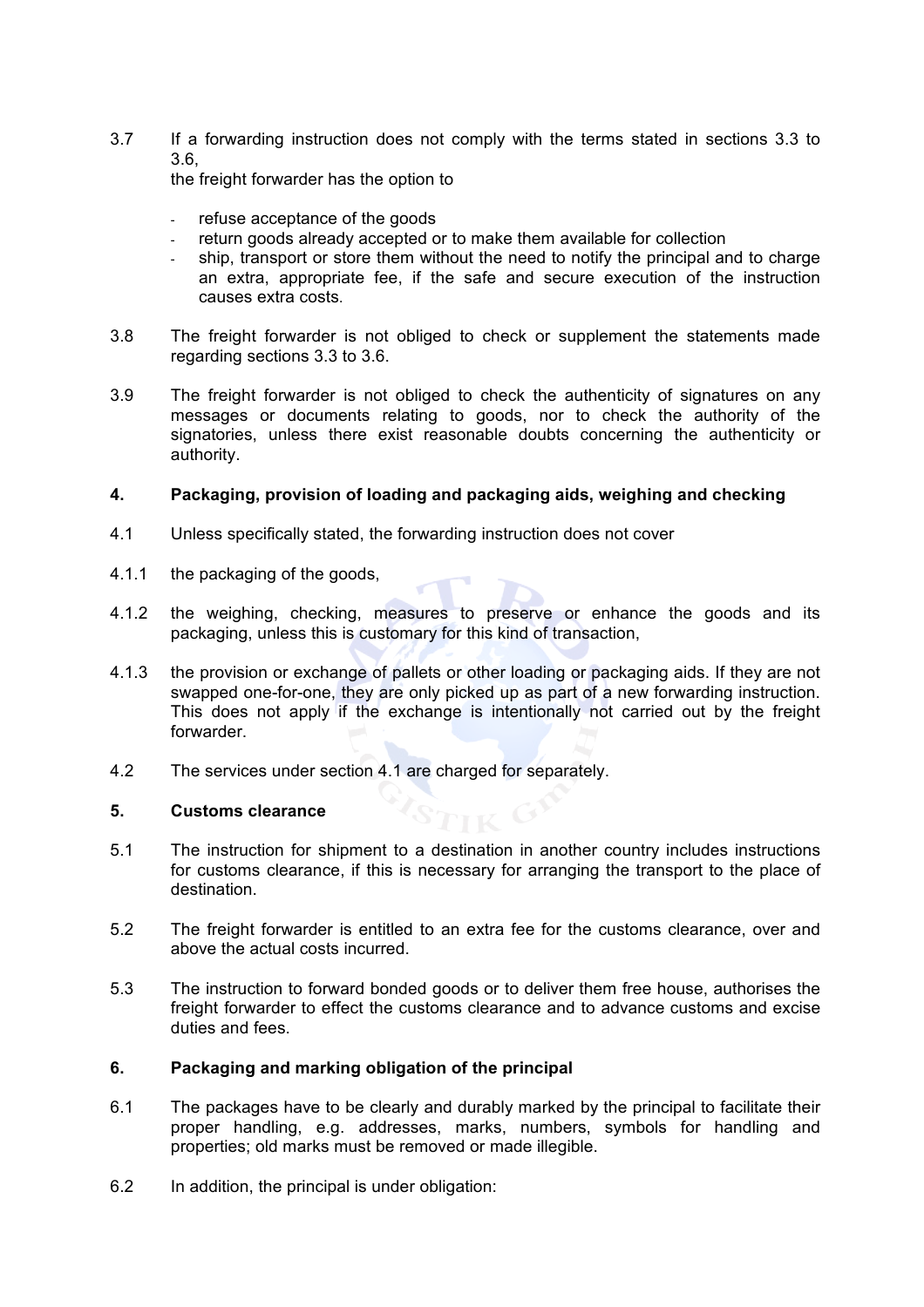3.7 If a forwarding instruction does not comply with the terms stated in sections 3.3 to 3.6,
the freight forwarder has the option to

- refuse acceptance of the goods
- return goods already accepted or to make them available for collection
- ship, transport or store them without the need to notify the principal and to charge an extra, appropriate fee, if the safe and secure execution of the instruction causes extra costs.

3.8 The freight forwarder is not obliged to check or supplement the statements made regarding sections 3.3 to 3.6.

3.9 The freight forwarder is not obliged to check the authenticity of signatures on any messages or documents relating to goods, nor to check the authority of the signatories, unless there exist reasonable doubts concerning the authenticity or authority.

## 4. Packaging, provision of loading and packaging aids, weighing and checking

4.1 Unless specifically stated, the forwarding instruction does not cover

4.1.1 the packaging of the goods,

4.1.2 the weighing, checking, measures to preserve or enhance the goods and its packaging, unless this is customary for this kind of transaction,

4.1.3 the provision or exchange of pallets or other loading or packaging aids. If they are not swapped one-for-one, they are only picked up as part of a new forwarding instruction. This does not apply if the exchange is intentionally not carried out by the freight forwarder.

4.2 The services under section 4.1 are charged for separately.

## 5. Customs clearance

5.1 The instruction for shipment to a destination in another country includes instructions for customs clearance, if this is necessary for arranging the transport to the place of destination.

5.2 The freight forwarder is entitled to an extra fee for the customs clearance, over and above the actual costs incurred.

5.3 The instruction to forward bonded goods or to deliver them free house, authorises the freight forwarder to effect the customs clearance and to advance customs and excise duties and fees.

## 6. Packaging and marking obligation of the principal

6.1 The packages have to be clearly and durably marked by the principal to facilitate their proper handling, e.g. addresses, marks, numbers, symbols for handling and properties; old marks must be removed or made illegible.

6.2 In addition, the principal is under obligation: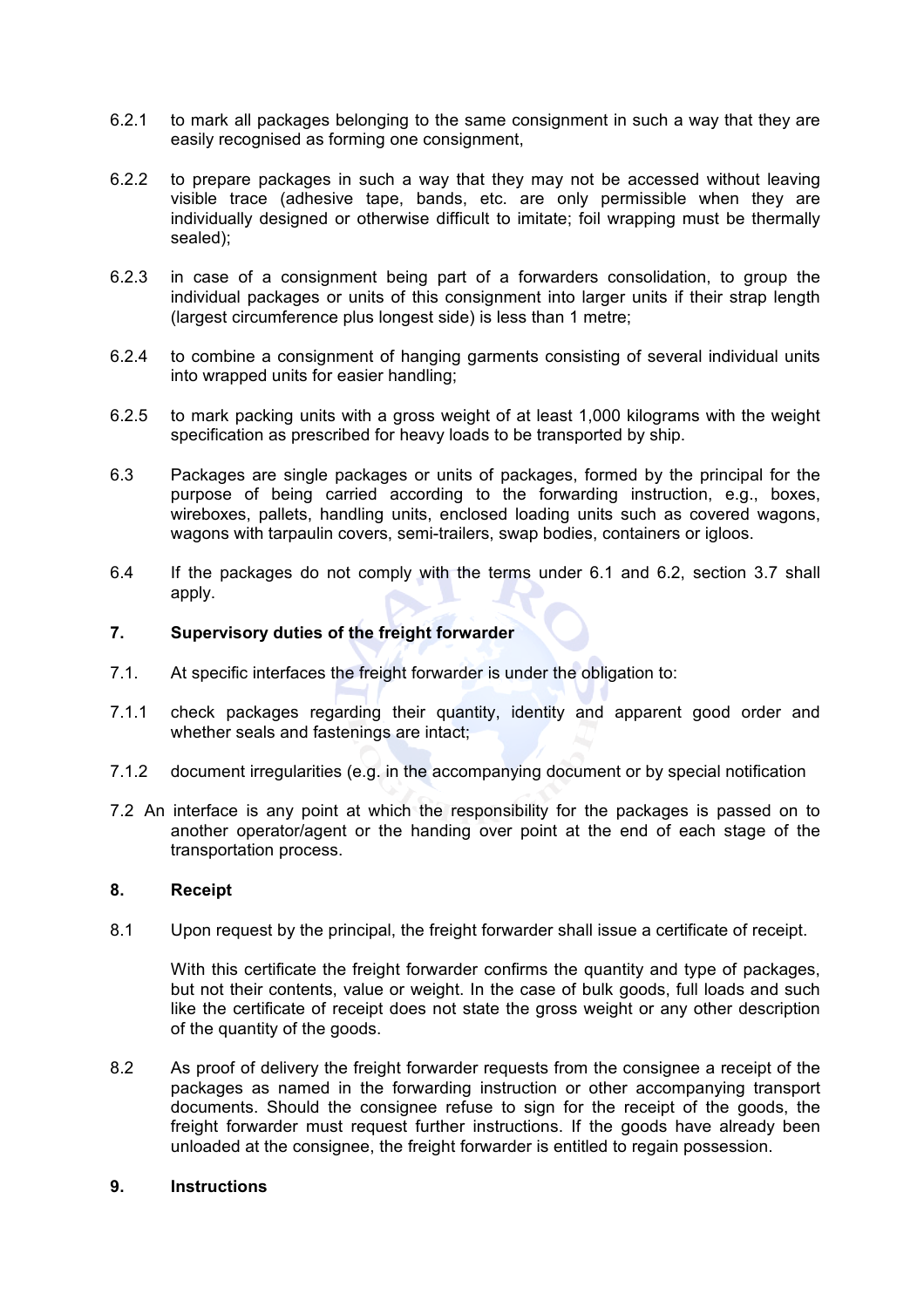6.2.1 to mark all packages belonging to the same consignment in such a way that they are easily recognised as forming one consignment,

6.2.2 to prepare packages in such a way that they may not be accessed without leaving visible trace (adhesive tape, bands, etc. are only permissible when they are individually designed or otherwise difficult to imitate; foil wrapping must be thermally sealed);

6.2.3 in case of a consignment being part of a forwarders consolidation, to group the individual packages or units of this consignment into larger units if their strap length (largest circumference plus longest side) is less than 1 metre;

6.2.4 to combine a consignment of hanging garments consisting of several individual units into wrapped units for easier handling;

6.2.5 to mark packing units with a gross weight of at least 1,000 kilograms with the weight specification as prescribed for heavy loads to be transported by ship.

6.3 Packages are single packages or units of packages, formed by the principal for the purpose of being carried according to the forwarding instruction, e.g., boxes, wireboxes, pallets, handling units, enclosed loading units such as covered wagons, wagons with tarpaulin covers, semi-trailers, swap bodies, containers or igloos.

6.4 If the packages do not comply with the terms under 6.1 and 6.2, section 3.7 shall apply.

## 7. Supervisory duties of the freight forwarder

7.1. At specific interfaces the freight forwarder is under the obligation to:

7.1.1 check packages regarding their quantity, identity and apparent good order and whether seals and fastenings are intact;

7.1.2 document irregularities (e.g. in the accompanying document or by special notification

7.2 An interface is any point at which the responsibility for the packages is passed on to another operator/agent or the handing over point at the end of each stage of the transportation process.

## 8. Receipt

8.1 Upon request by the principal, the freight forwarder shall issue a certificate of receipt.

With this certificate the freight forwarder confirms the quantity and type of packages, but not their contents, value or weight. In the case of bulk goods, full loads and such like the certificate of receipt does not state the gross weight or any other description of the quantity of the goods.

8.2 As proof of delivery the freight forwarder requests from the consignee a receipt of the packages as named in the forwarding instruction or other accompanying transport documents. Should the consignee refuse to sign for the receipt of the goods, the freight forwarder must request further instructions. If the goods have already been unloaded at the consignee, the freight forwarder is entitled to regain possession.

## 9. Instructions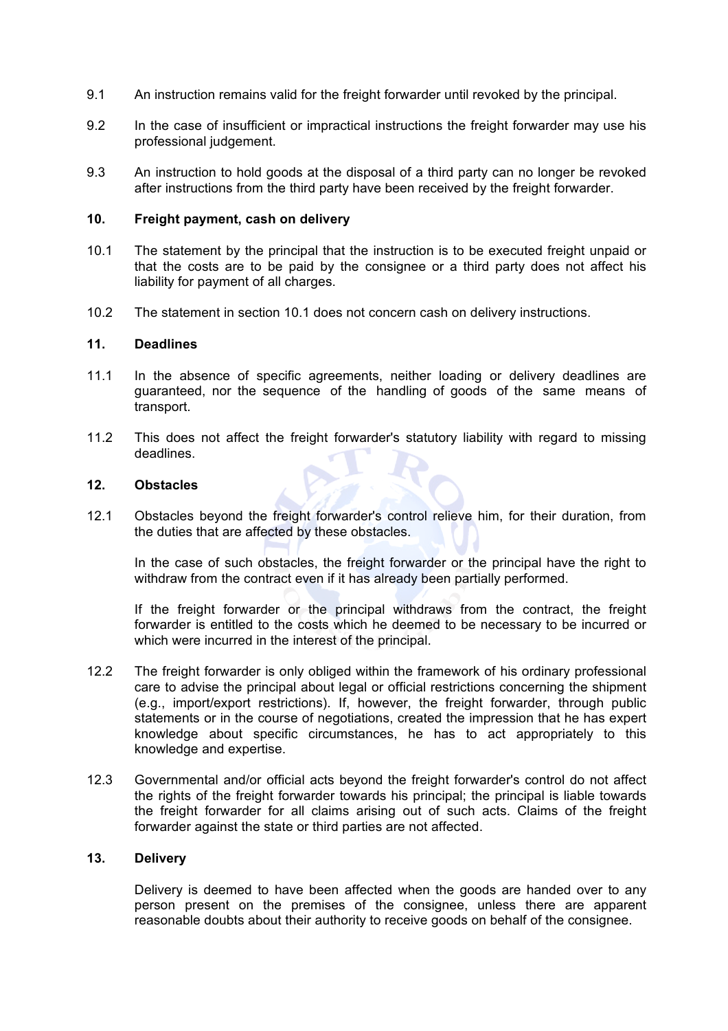9.1 An instruction remains valid for the freight forwarder until revoked by the principal.

9.2 In the case of insufficient or impractical instructions the freight forwarder may use his professional judgement.

9.3 An instruction to hold goods at the disposal of a third party can no longer be revoked after instructions from the third party have been received by the freight forwarder.

## 10. Freight payment, cash on delivery

10.1 The statement by the principal that the instruction is to be executed freight unpaid or that the costs are to be paid by the consignee or a third party does not affect his liability for payment of all charges.

10.2 The statement in section 10.1 does not concern cash on delivery instructions.

## 11. Deadlines

11.1 In the absence of specific agreements, neither loading or delivery deadlines are guaranteed, nor the sequence of the handling of goods of the same means of transport.

11.2 This does not affect the freight forwarder's statutory liability with regard to missing deadlines.

## 12. Obstacles

12.1 Obstacles beyond the freight forwarder's control relieve him, for their duration, from the duties that are affected by these obstacles.

In the case of such obstacles, the freight forwarder or the principal have the right to withdraw from the contract even if it has already been partially performed.

If the freight forwarder or the principal withdraws from the contract, the freight forwarder is entitled to the costs which he deemed to be necessary to be incurred or which were incurred in the interest of the principal.

12.2 The freight forwarder is only obliged within the framework of his ordinary professional care to advise the principal about legal or official restrictions concerning the shipment (e.g., import/export restrictions). If, however, the freight forwarder, through public statements or in the course of negotiations, created the impression that he has expert knowledge about specific circumstances, he has to act appropriately to this knowledge and expertise.

12.3 Governmental and/or official acts beyond the freight forwarder's control do not affect the rights of the freight forwarder towards his principal; the principal is liable towards the freight forwarder for all claims arising out of such acts. Claims of the freight forwarder against the state or third parties are not affected.

## 13. Delivery

Delivery is deemed to have been affected when the goods are handed over to any person present on the premises of the consignee, unless there are apparent reasonable doubts about their authority to receive goods on behalf of the consignee.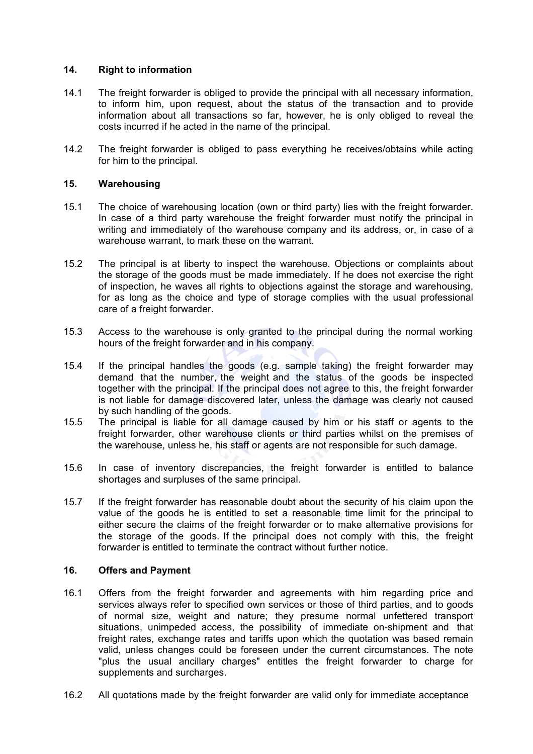## 14. Right to information

14.1 The freight forwarder is obliged to provide the principal with all necessary information, to inform him, upon request, about the status of the transaction and to provide information about all transactions so far, however, he is only obliged to reveal the costs incurred if he acted in the name of the principal.

14.2 The freight forwarder is obliged to pass everything he receives/obtains while acting for him to the principal.

## 15. Warehousing

15.1 The choice of warehousing location (own or third party) lies with the freight forwarder. In case of a third party warehouse the freight forwarder must notify the principal in writing and immediately of the warehouse company and its address, or, in case of a warehouse warrant, to mark these on the warrant.

15.2 The principal is at liberty to inspect the warehouse. Objections or complaints about the storage of the goods must be made immediately. If he does not exercise the right of inspection, he waves all rights to objections against the storage and warehousing, for as long as the choice and type of storage complies with the usual professional care of a freight forwarder.

15.3 Access to the warehouse is only granted to the principal during the normal working hours of the freight forwarder and in his company.

15.4 If the principal handles the goods (e.g. sample taking) the freight forwarder may demand that the number, the weight and the status of the goods be inspected together with the principal. If the principal does not agree to this, the freight forwarder is not liable for damage discovered later, unless the damage was clearly not caused by such handling of the goods.

15.5 The principal is liable for all damage caused by him or his staff or agents to the freight forwarder, other warehouse clients or third parties whilst on the premises of the warehouse, unless he, his staff or agents are not responsible for such damage.

15.6 In case of inventory discrepancies, the freight forwarder is entitled to balance shortages and surpluses of the same principal.

15.7 If the freight forwarder has reasonable doubt about the security of his claim upon the value of the goods he is entitled to set a reasonable time limit for the principal to either secure the claims of the freight forwarder or to make alternative provisions for the storage of the goods. If the principal does not comply with this, the freight forwarder is entitled to terminate the contract without further notice.

## 16. Offers and Payment

16.1 Offers from the freight forwarder and agreements with him regarding price and services always refer to specified own services or those of third parties, and to goods of normal size, weight and nature; they presume normal unfettered transport situations, unimpeded access, the possibility of immediate on-shipment and that freight rates, exchange rates and tariffs upon which the quotation was based remain valid, unless changes could be foreseen under the current circumstances. The note "plus the usual ancillary charges" entitles the freight forwarder to charge for supplements and surcharges.

16.2 All quotations made by the freight forwarder are valid only for immediate acceptance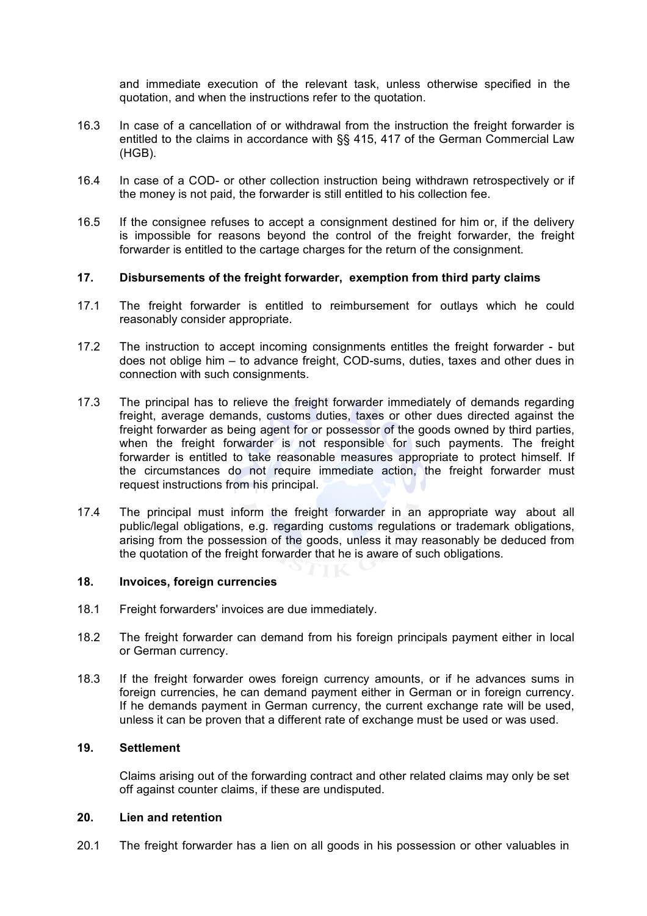and immediate execution of the relevant task, unless otherwise specified in the quotation, and when the instructions refer to the quotation.

16.3 In case of a cancellation of or withdrawal from the instruction the freight forwarder is entitled to the claims in accordance with §§ 415, 417 of the German Commercial Law (HGB).

16.4 In case of a COD- or other collection instruction being withdrawn retrospectively or if the money is not paid, the forwarder is still entitled to his collection fee.

16.5 If the consignee refuses to accept a consignment destined for him or, if the delivery is impossible for reasons beyond the control of the freight forwarder, the freight forwarder is entitled to the cartage charges for the return of the consignment.

## 17. Disbursements of the freight forwarder, exemption from third party claims

17.1 The freight forwarder is entitled to reimbursement for outlays which he could reasonably consider appropriate.

17.2 The instruction to accept incoming consignments entitles the freight forwarder - but does not oblige him – to advance freight, COD-sums, duties, taxes and other dues in connection with such consignments.

17.3 The principal has to relieve the freight forwarder immediately of demands regarding freight, average demands, customs duties, taxes or other dues directed against the freight forwarder as being agent for or possessor of the goods owned by third parties, when the freight forwarder is not responsible for such payments. The freight forwarder is entitled to take reasonable measures appropriate to protect himself. If the circumstances do not require immediate action, the freight forwarder must request instructions from his principal.

17.4 The principal must inform the freight forwarder in an appropriate way about all public/legal obligations, e.g. regarding customs regulations or trademark obligations, arising from the possession of the goods, unless it may reasonably be deduced from the quotation of the freight forwarder that he is aware of such obligations.

## 18. Invoices, foreign currencies

18.1 Freight forwarders' invoices are due immediately.

18.2 The freight forwarder can demand from his foreign principals payment either in local or German currency.

18.3 If the freight forwarder owes foreign currency amounts, or if he advances sums in foreign currencies, he can demand payment either in German or in foreign currency. If he demands payment in German currency, the current exchange rate will be used, unless it can be proven that a different rate of exchange must be used or was used.

## 19. Settlement

Claims arising out of the forwarding contract and other related claims may only be set off against counter claims, if these are undisputed.

## 20. Lien and retention

20.1 The freight forwarder has a lien on all goods in his possession or other valuables in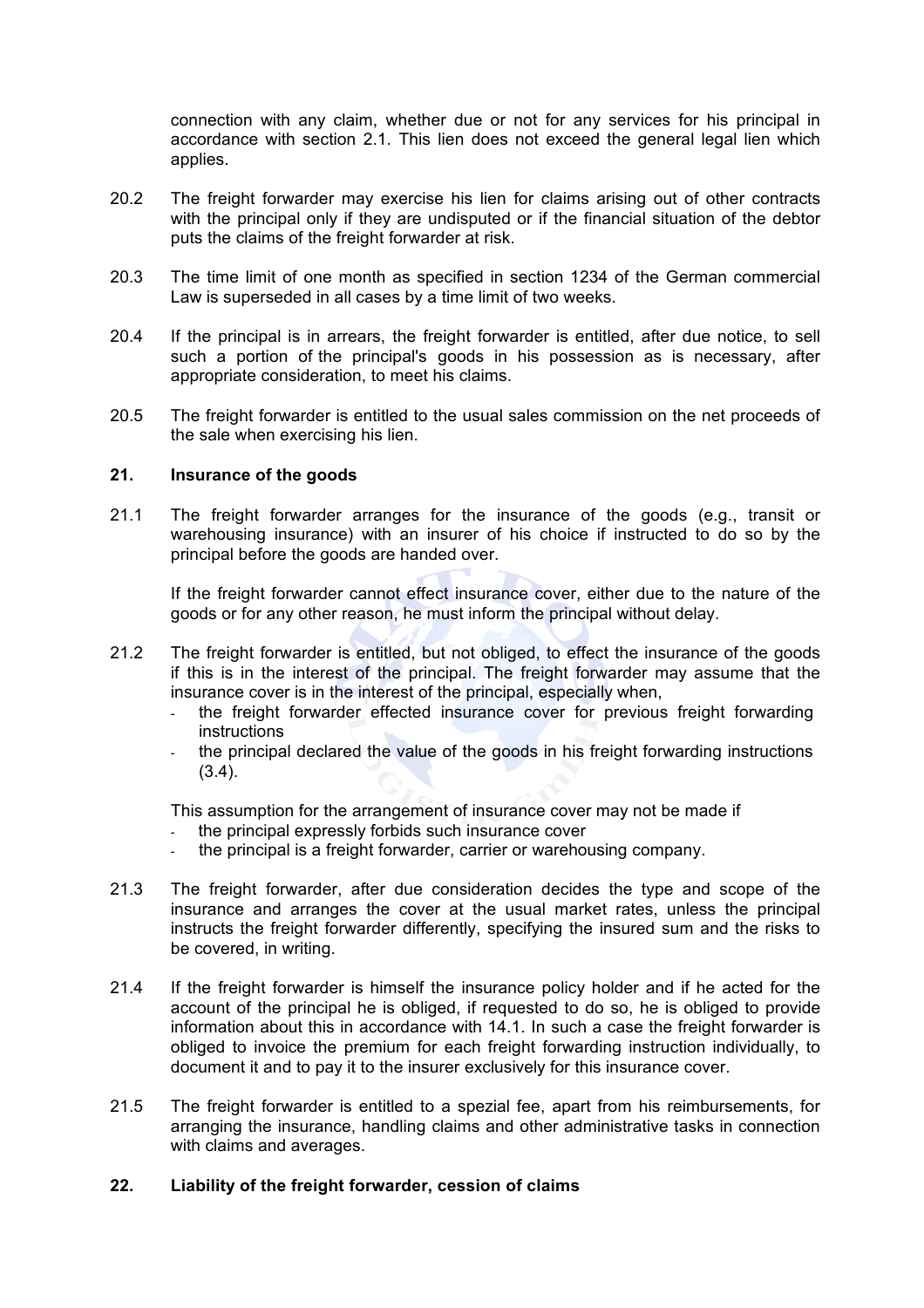connection with any claim, whether due or not for any services for his principal in accordance with section 2.1. This lien does not exceed the general legal lien which applies.

20.2 The freight forwarder may exercise his lien for claims arising out of other contracts with the principal only if they are undisputed or if the financial situation of the debtor puts the claims of the freight forwarder at risk.

20.3 The time limit of one month as specified in section 1234 of the German commercial Law is superseded in all cases by a time limit of two weeks.

20.4 If the principal is in arrears, the freight forwarder is entitled, after due notice, to sell such a portion of the principal's goods in his possession as is necessary, after appropriate consideration, to meet his claims.

20.5 The freight forwarder is entitled to the usual sales commission on the net proceeds of the sale when exercising his lien.

## 21. Insurance of the goods

21.1 The freight forwarder arranges for the insurance of the goods (e.g., transit or warehousing insurance) with an insurer of his choice if instructed to do so by the principal before the goods are handed over.

If the freight forwarder cannot effect insurance cover, either due to the nature of the goods or for any other reason, he must inform the principal without delay.

21.2 The freight forwarder is entitled, but not obliged, to effect the insurance of the goods if this is in the interest of the principal. The freight forwarder may assume that the insurance cover is in the interest of the principal, especially when,

- the freight forwarder effected insurance cover for previous freight forwarding instructions
- the principal declared the value of the goods in his freight forwarding instructions (3.4).

This assumption for the arrangement of insurance cover may not be made if

- the principal expressly forbids such insurance cover
- the principal is a freight forwarder, carrier or warehousing company.

21.3 The freight forwarder, after due consideration decides the type and scope of the insurance and arranges the cover at the usual market rates, unless the principal instructs the freight forwarder differently, specifying the insured sum and the risks to be covered, in writing.

21.4 If the freight forwarder is himself the insurance policy holder and if he acted for the account of the principal he is obliged, if requested to do so, he is obliged to provide information about this in accordance with 14.1. In such a case the freight forwarder is obliged to invoice the premium for each freight forwarding instruction individually, to document it and to pay it to the insurer exclusively for this insurance cover.

21.5 The freight forwarder is entitled to a spezial fee, apart from his reimbursements, for arranging the insurance, handling claims and other administrative tasks in connection with claims and averages.

## 22. Liability of the freight forwarder, cession of claims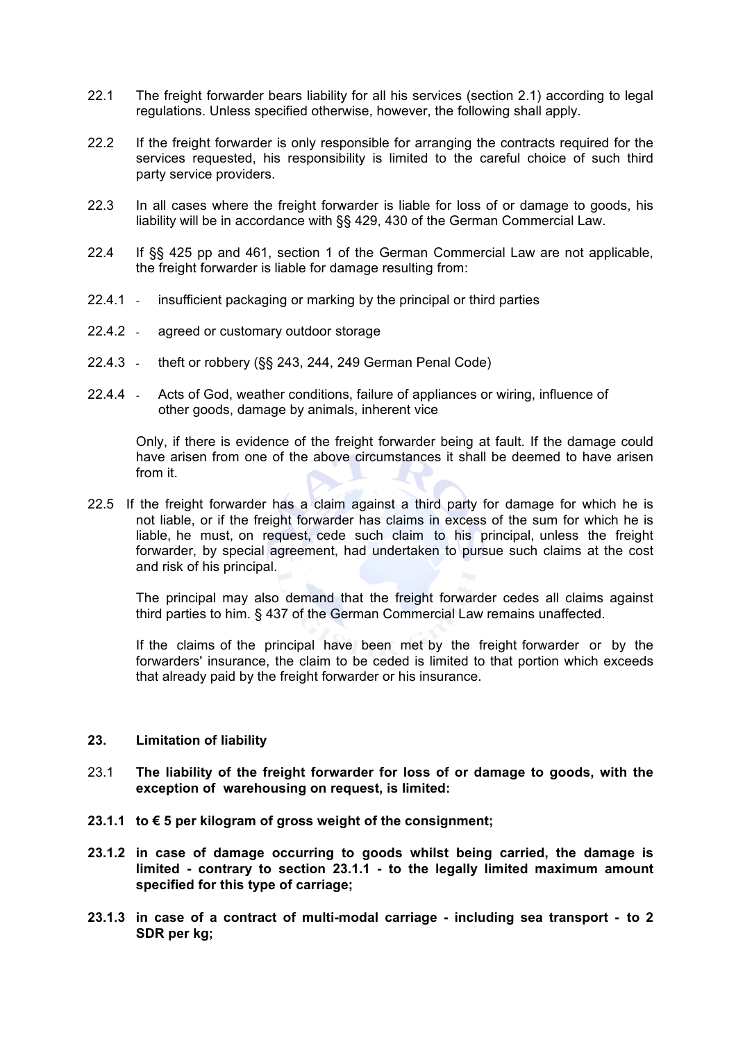22.1 The freight forwarder bears liability for all his services (section 2.1) according to legal regulations. Unless specified otherwise, however, the following shall apply.

22.2 If the freight forwarder is only responsible for arranging the contracts required for the services requested, his responsibility is limited to the careful choice of such third party service providers.

22.3 In all cases where the freight forwarder is liable for loss of or damage to goods, his liability will be in accordance with §§ 429, 430 of the German Commercial Law.

22.4 If §§ 425 pp and 461, section 1 of the German Commercial Law are not applicable, the freight forwarder is liable for damage resulting from:

22.4.1 - insufficient packaging or marking by the principal or third parties

22.4.2 - agreed or customary outdoor storage

22.4.3 - theft or robbery (§§ 243, 244, 249 German Penal Code)

22.4.4 - Acts of God, weather conditions, failure of appliances or wiring, influence of other goods, damage by animals, inherent vice

Only, if there is evidence of the freight forwarder being at fault. If the damage could have arisen from one of the above circumstances it shall be deemed to have arisen from it.

22.5 If the freight forwarder has a claim against a third party for damage for which he is not liable, or if the freight forwarder has claims in excess of the sum for which he is liable, he must, on request, cede such claim to his principal, unless the freight forwarder, by special agreement, had undertaken to pursue such claims at the cost and risk of his principal.

The principal may also demand that the freight forwarder cedes all claims against third parties to him. § 437 of the German Commercial Law remains unaffected.

If the claims of the principal have been met by the freight forwarder or by the forwarders' insurance, the claim to be ceded is limited to that portion which exceeds that already paid by the freight forwarder or his insurance.

## 23. Limitation of liability

23.1 **The liability of the freight forwarder for loss of or damage to goods, with the exception of warehousing on request, is limited:**

**23.1.1 to € 5 per kilogram of gross weight of the consignment;**

**23.1.2 in case of damage occurring to goods whilst being carried, the damage is limited - contrary to section 23.1.1 - to the legally limited maximum amount specified for this type of carriage;**

**23.1.3 in case of a contract of multi-modal carriage - including sea transport - to 2 SDR per kg;**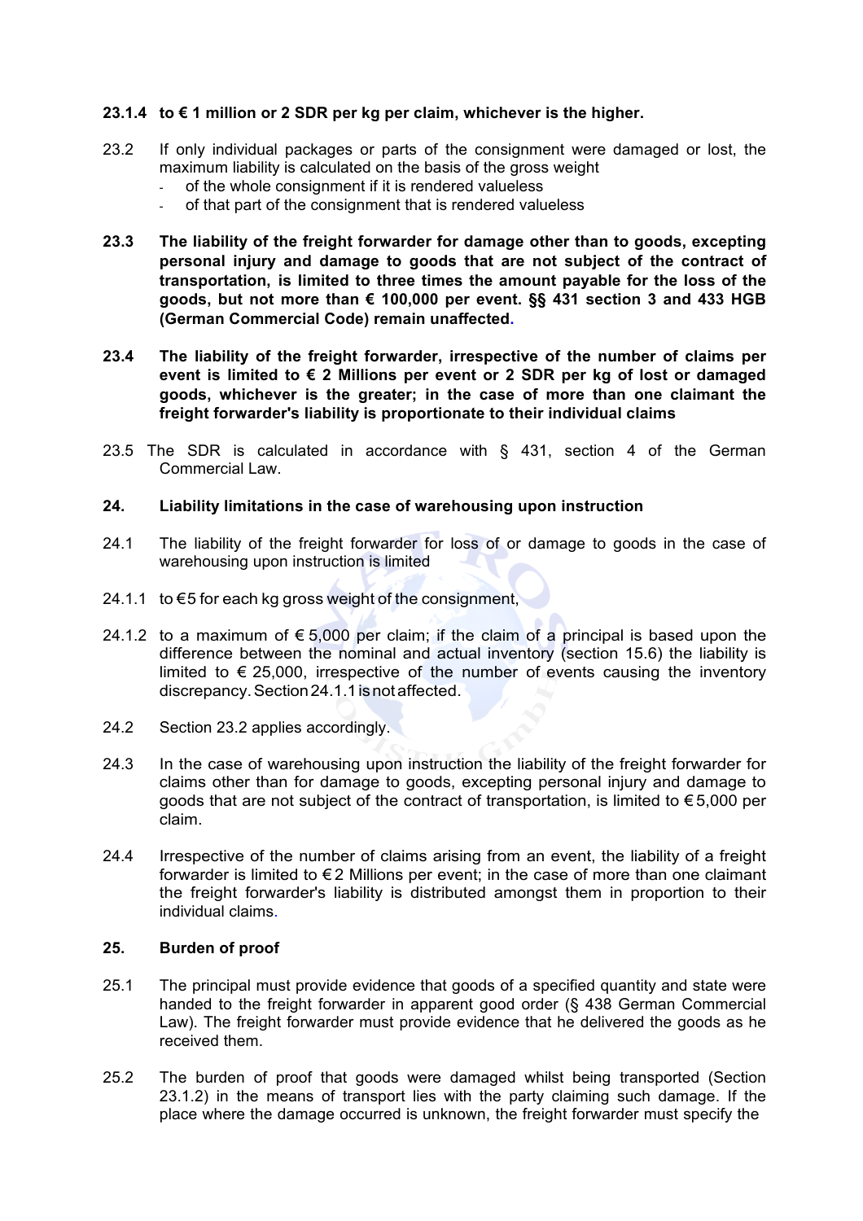**23.1.4 to € 1 million or 2 SDR per kg per claim, whichever is the higher.**

23.2 If only individual packages or parts of the consignment were damaged or lost, the maximum liability is calculated on the basis of the gross weight

- of the whole consignment if it is rendered valueless
- of that part of the consignment that is rendered valueless

**23.3 The liability of the freight forwarder for damage other than to goods, excepting personal injury and damage to goods that are not subject of the contract of transportation, is limited to three times the amount payable for the loss of the goods, but not more than € 100,000 per event. §§ 431 section 3 and 433 HGB (German Commercial Code) remain unaffected.**

**23.4 The liability of the freight forwarder, irrespective of the number of claims per event is limited to € 2 Millions per event or 2 SDR per kg of lost or damaged goods, whichever is the greater; in the case of more than one claimant the freight forwarder's liability is proportionate to their individual claims**

23.5 The SDR is calculated in accordance with § 431, section 4 of the German Commercial Law.

## 24. Liability limitations in the case of warehousing upon instruction

24.1 The liability of the freight forwarder for loss of or damage to goods in the case of warehousing upon instruction is limited

24.1.1 to €5 for each kg gross weight of the consignment,

24.1.2 to a maximum of € 5,000 per claim; if the claim of a principal is based upon the difference between the nominal and actual inventory (section 15.6) the liability is limited to € 25,000, irrespective of the number of events causing the inventory discrepancy. Section 24.1.1 is not affected.

24.2 Section 23.2 applies accordingly.

24.3 In the case of warehousing upon instruction the liability of the freight forwarder for claims other than for damage to goods, excepting personal injury and damage to goods that are not subject of the contract of transportation, is limited to € 5,000 per claim.

24.4 Irrespective of the number of claims arising from an event, the liability of a freight forwarder is limited to € 2 Millions per event; in the case of more than one claimant the freight forwarder's liability is distributed amongst them in proportion to their individual claims.

## 25. Burden of proof

25.1 The principal must provide evidence that goods of a specified quantity and state were handed to the freight forwarder in apparent good order (§ 438 German Commercial Law). The freight forwarder must provide evidence that he delivered the goods as he received them.

25.2 The burden of proof that goods were damaged whilst being transported (Section 23.1.2) in the means of transport lies with the party claiming such damage. If the place where the damage occurred is unknown, the freight forwarder must specify the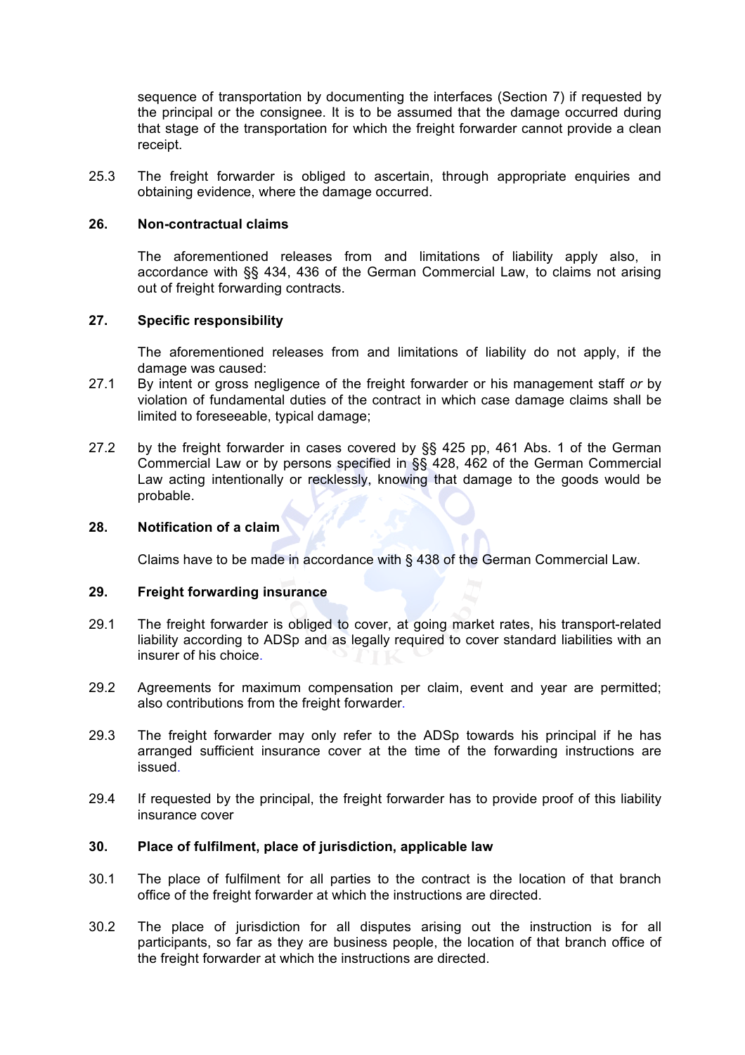sequence of transportation by documenting the interfaces (Section 7) if requested by the principal or the consignee. It is to be assumed that the damage occurred during that stage of the transportation for which the freight forwarder cannot provide a clean receipt.

25.3 The freight forwarder is obliged to ascertain, through appropriate enquiries and obtaining evidence, where the damage occurred.

### 26. Non-contractual claims

The aforementioned releases from and limitations of liability apply also, in accordance with §§ 434, 436 of the German Commercial Law, to claims not arising out of freight forwarding contracts.

### 27. Specific responsibility

The aforementioned releases from and limitations of liability do not apply, if the damage was caused:

27.1 By intent or gross negligence of the freight forwarder or his management staff *or* by violation of fundamental duties of the contract in which case damage claims shall be limited to foreseeable, typical damage;

27.2 by the freight forwarder in cases covered by §§ 425 pp, 461 Abs. 1 of the German Commercial Law or by persons specified in §§ 428, 462 of the German Commercial Law acting intentionally or recklessly, knowing that damage to the goods would be probable.

### 28. Notification of a claim

Claims have to be made in accordance with § 438 of the German Commercial Law.

### 29. Freight forwarding insurance

29.1 The freight forwarder is obliged to cover, at going market rates, his transport-related liability according to ADSp and as legally required to cover standard liabilities with an insurer of his choice.

29.2 Agreements for maximum compensation per claim, event and year are permitted; also contributions from the freight forwarder.

29.3 The freight forwarder may only refer to the ADSp towards his principal if he has arranged sufficient insurance cover at the time of the forwarding instructions are issued.

29.4 If requested by the principal, the freight forwarder has to provide proof of this liability insurance cover

### 30. Place of fulfilment, place of jurisdiction, applicable law

30.1 The place of fulfilment for all parties to the contract is the location of that branch office of the freight forwarder at which the instructions are directed.

30.2 The place of jurisdiction for all disputes arising out the instruction is for all participants, so far as they are business people, the location of that branch office of the freight forwarder at which the instructions are directed.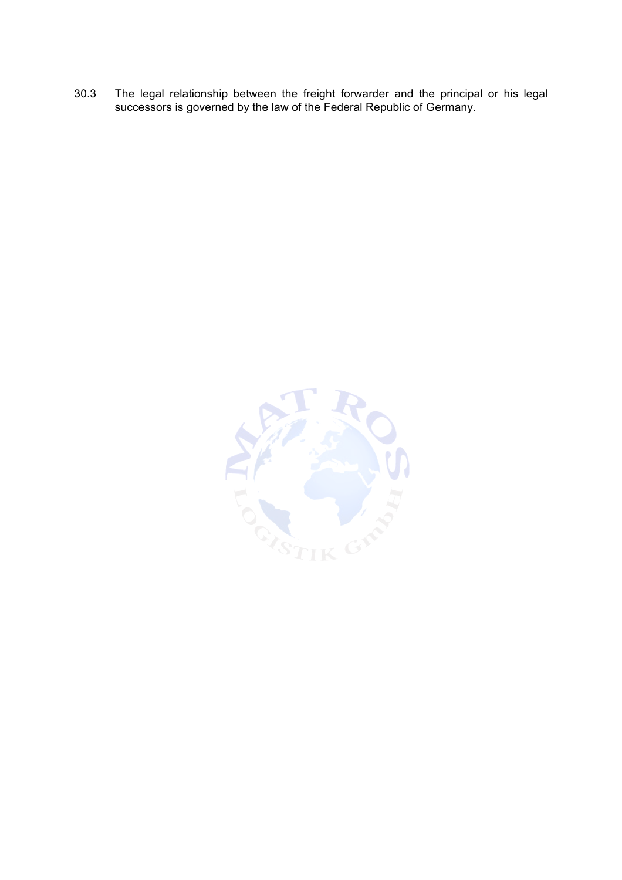30.3 The legal relationship between the freight forwarder and the principal or his legal successors is governed by the law of the Federal Republic of Germany.